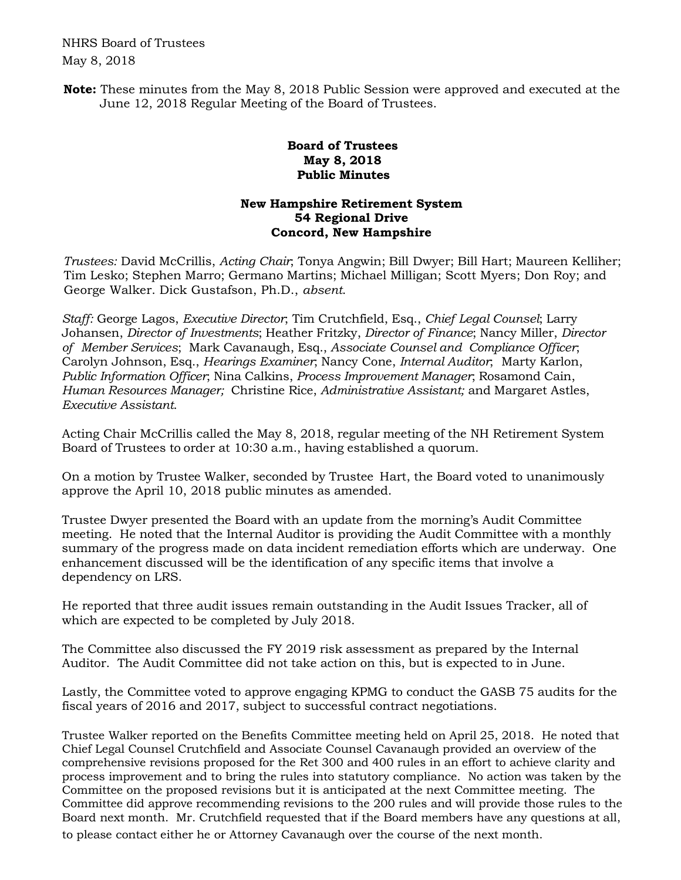NHRS Board of Trustees
May 8, 2018

**Note:** These minutes from the May 8, 2018 Public Session were approved and executed at the June 12, 2018 Regular Meeting of the Board of Trustees.

**Board of Trustees**
**May 8, 2018**
**Public Minutes**

**New Hampshire Retirement System**
**54 Regional Drive**
**Concord, New Hampshire**

*Trustees:* David McCrillis, *Acting Chair*; Tonya Angwin; Bill Dwyer; Bill Hart; Maureen Kelliher; Tim Lesko; Stephen Marro; Germano Martins; Michael Milligan; Scott Myers; Don Roy; and George Walker. Dick Gustafson, Ph.D., *absent*.

*Staff:* George Lagos, *Executive Director*; Tim Crutchfield, Esq., *Chief Legal Counsel*; Larry Johansen, *Director of Investments*; Heather Fritzky, *Director of Finance*; Nancy Miller, *Director of Member Services*; Mark Cavanaugh, Esq., *Associate Counsel and Compliance Officer*; Carolyn Johnson, Esq., *Hearings Examiner*; Nancy Cone, *Internal Auditor*; Marty Karlon, *Public Information Officer*; Nina Calkins, *Process Improvement Manager*; Rosamond Cain, *Human Resources Manager;* Christine Rice, *Administrative Assistant;* and Margaret Astles, *Executive Assistant*.

Acting Chair McCrillis called the May 8, 2018, regular meeting of the NH Retirement System Board of Trustees to order at 10:30 a.m., having established a quorum.

On a motion by Trustee Walker, seconded by Trustee Hart, the Board voted to unanimously approve the April 10, 2018 public minutes as amended.

Trustee Dwyer presented the Board with an update from the morning's Audit Committee meeting. He noted that the Internal Auditor is providing the Audit Committee with a monthly summary of the progress made on data incident remediation efforts which are underway. One enhancement discussed will be the identification of any specific items that involve a dependency on LRS.

He reported that three audit issues remain outstanding in the Audit Issues Tracker, all of which are expected to be completed by July 2018.

The Committee also discussed the FY 2019 risk assessment as prepared by the Internal Auditor. The Audit Committee did not take action on this, but is expected to in June.

Lastly, the Committee voted to approve engaging KPMG to conduct the GASB 75 audits for the fiscal years of 2016 and 2017, subject to successful contract negotiations.

Trustee Walker reported on the Benefits Committee meeting held on April 25, 2018. He noted that Chief Legal Counsel Crutchfield and Associate Counsel Cavanaugh provided an overview of the comprehensive revisions proposed for the Ret 300 and 400 rules in an effort to achieve clarity and process improvement and to bring the rules into statutory compliance. No action was taken by the Committee on the proposed revisions but it is anticipated at the next Committee meeting. The Committee did approve recommending revisions to the 200 rules and will provide those rules to the Board next month. Mr. Crutchfield requested that if the Board members have any questions at all, to please contact either he or Attorney Cavanaugh over the course of the next month.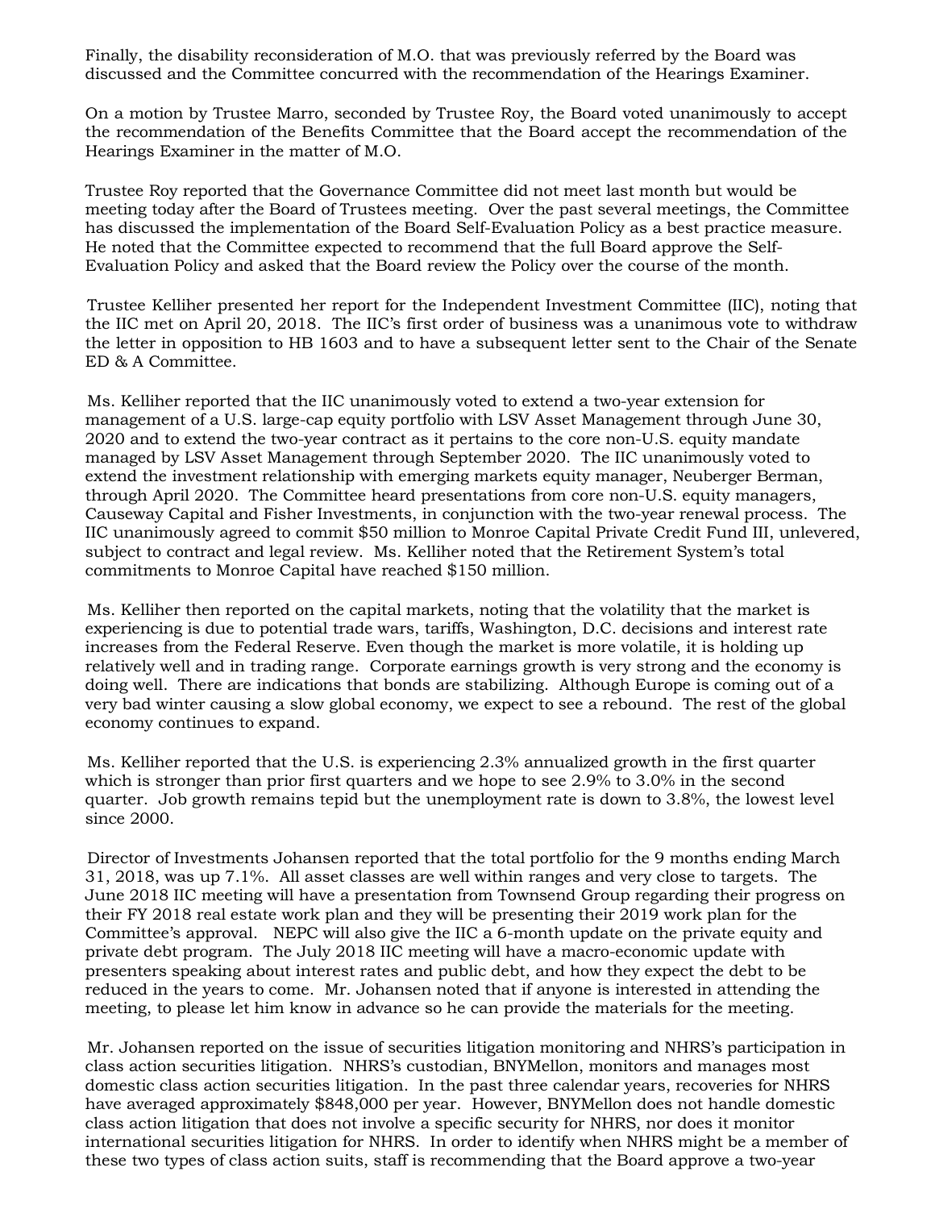Finally, the disability reconsideration of M.O. that was previously referred by the Board was discussed and the Committee concurred with the recommendation of the Hearings Examiner.

On a motion by Trustee Marro, seconded by Trustee Roy, the Board voted unanimously to accept the recommendation of the Benefits Committee that the Board accept the recommendation of the Hearings Examiner in the matter of M.O.

Trustee Roy reported that the Governance Committee did not meet last month but would be meeting today after the Board of Trustees meeting. Over the past several meetings, the Committee has discussed the implementation of the Board Self-Evaluation Policy as a best practice measure. He noted that the Committee expected to recommend that the full Board approve the Self-Evaluation Policy and asked that the Board review the Policy over the course of the month.

Trustee Kelliher presented her report for the Independent Investment Committee (IIC), noting that the IIC met on April 20, 2018. The IIC's first order of business was a unanimous vote to withdraw the letter in opposition to HB 1603 and to have a subsequent letter sent to the Chair of the Senate ED & A Committee.

Ms. Kelliher reported that the IIC unanimously voted to extend a two-year extension for management of a U.S. large-cap equity portfolio with LSV Asset Management through June 30, 2020 and to extend the two-year contract as it pertains to the core non-U.S. equity mandate managed by LSV Asset Management through September 2020. The IIC unanimously voted to extend the investment relationship with emerging markets equity manager, Neuberger Berman, through April 2020. The Committee heard presentations from core non-U.S. equity managers, Causeway Capital and Fisher Investments, in conjunction with the two-year renewal process. The IIC unanimously agreed to commit $50 million to Monroe Capital Private Credit Fund III, unlevered, subject to contract and legal review. Ms. Kelliher noted that the Retirement System's total commitments to Monroe Capital have reached $150 million.

Ms. Kelliher then reported on the capital markets, noting that the volatility that the market is experiencing is due to potential trade wars, tariffs, Washington, D.C. decisions and interest rate increases from the Federal Reserve. Even though the market is more volatile, it is holding up relatively well and in trading range. Corporate earnings growth is very strong and the economy is doing well. There are indications that bonds are stabilizing. Although Europe is coming out of a very bad winter causing a slow global economy, we expect to see a rebound. The rest of the global economy continues to expand.

Ms. Kelliher reported that the U.S. is experiencing 2.3% annualized growth in the first quarter which is stronger than prior first quarters and we hope to see 2.9% to 3.0% in the second quarter. Job growth remains tepid but the unemployment rate is down to 3.8%, the lowest level since 2000.

Director of Investments Johansen reported that the total portfolio for the 9 months ending March 31, 2018, was up 7.1%. All asset classes are well within ranges and very close to targets. The June 2018 IIC meeting will have a presentation from Townsend Group regarding their progress on their FY 2018 real estate work plan and they will be presenting their 2019 work plan for the Committee's approval. NEPC will also give the IIC a 6-month update on the private equity and private debt program. The July 2018 IIC meeting will have a macro-economic update with presenters speaking about interest rates and public debt, and how they expect the debt to be reduced in the years to come. Mr. Johansen noted that if anyone is interested in attending the meeting, to please let him know in advance so he can provide the materials for the meeting.

Mr. Johansen reported on the issue of securities litigation monitoring and NHRS's participation in class action securities litigation. NHRS's custodian, BNYMellon, monitors and manages most domestic class action securities litigation. In the past three calendar years, recoveries for NHRS have averaged approximately $848,000 per year. However, BNYMellon does not handle domestic class action litigation that does not involve a specific security for NHRS, nor does it monitor international securities litigation for NHRS. In order to identify when NHRS might be a member of these two types of class action suits, staff is recommending that the Board approve a two-year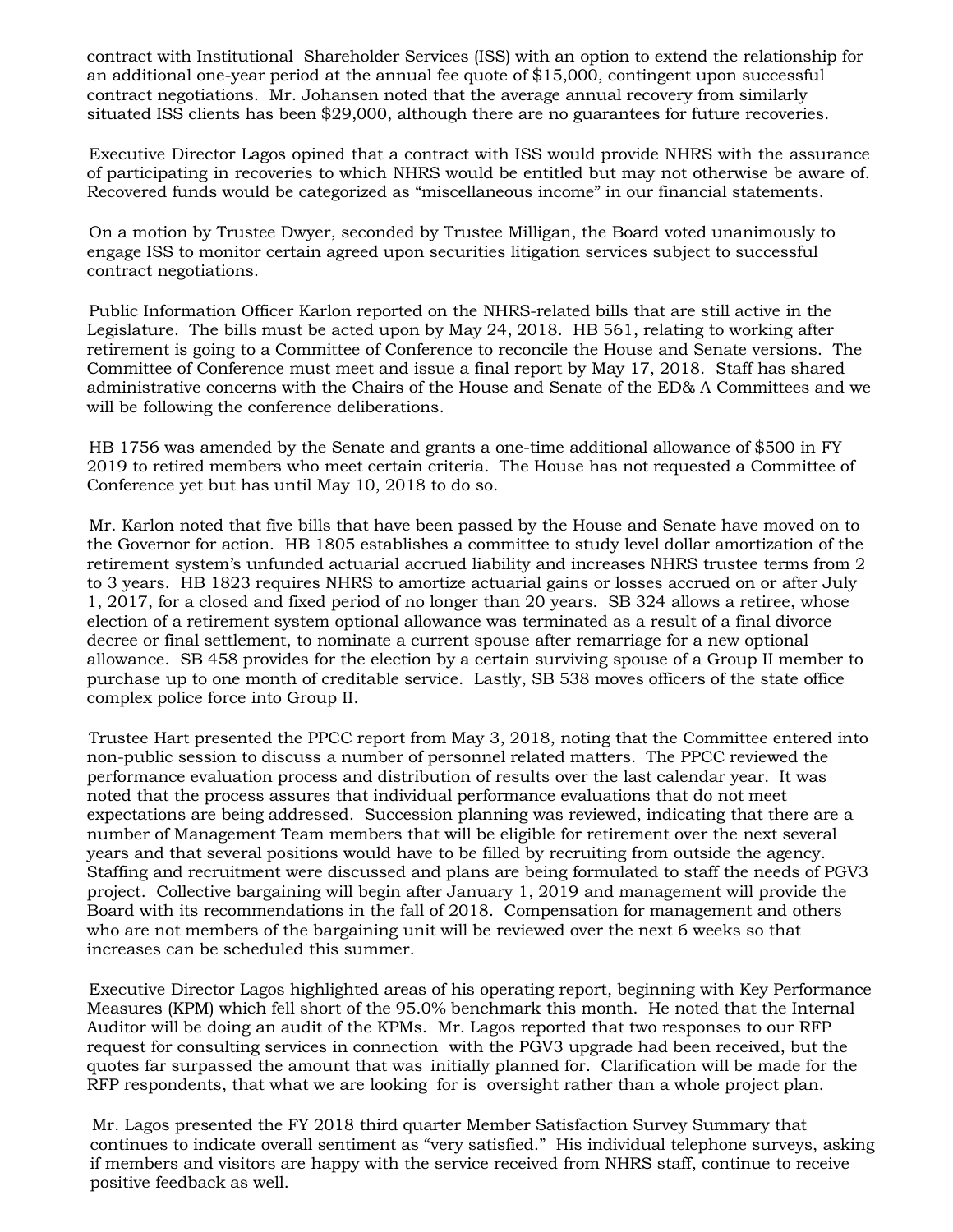contract with Institutional Shareholder Services (ISS) with an option to extend the relationship for an additional one-year period at the annual fee quote of $15,000, contingent upon successful contract negotiations. Mr. Johansen noted that the average annual recovery from similarly situated ISS clients has been $29,000, although there are no guarantees for future recoveries.

Executive Director Lagos opined that a contract with ISS would provide NHRS with the assurance of participating in recoveries to which NHRS would be entitled but may not otherwise be aware of. Recovered funds would be categorized as "miscellaneous income" in our financial statements.

On a motion by Trustee Dwyer, seconded by Trustee Milligan, the Board voted unanimously to engage ISS to monitor certain agreed upon securities litigation services subject to successful contract negotiations.

Public Information Officer Karlon reported on the NHRS-related bills that are still active in the Legislature. The bills must be acted upon by May 24, 2018. HB 561, relating to working after retirement is going to a Committee of Conference to reconcile the House and Senate versions. The Committee of Conference must meet and issue a final report by May 17, 2018. Staff has shared administrative concerns with the Chairs of the House and Senate of the ED& A Committees and we will be following the conference deliberations.

HB 1756 was amended by the Senate and grants a one-time additional allowance of $500 in FY 2019 to retired members who meet certain criteria. The House has not requested a Committee of Conference yet but has until May 10, 2018 to do so.

Mr. Karlon noted that five bills that have been passed by the House and Senate have moved on to the Governor for action. HB 1805 establishes a committee to study level dollar amortization of the retirement system's unfunded actuarial accrued liability and increases NHRS trustee terms from 2 to 3 years. HB 1823 requires NHRS to amortize actuarial gains or losses accrued on or after July 1, 2017, for a closed and fixed period of no longer than 20 years. SB 324 allows a retiree, whose election of a retirement system optional allowance was terminated as a result of a final divorce decree or final settlement, to nominate a current spouse after remarriage for a new optional allowance. SB 458 provides for the election by a certain surviving spouse of a Group II member to purchase up to one month of creditable service. Lastly, SB 538 moves officers of the state office complex police force into Group II.

Trustee Hart presented the PPCC report from May 3, 2018, noting that the Committee entered into non-public session to discuss a number of personnel related matters. The PPCC reviewed the performance evaluation process and distribution of results over the last calendar year. It was noted that the process assures that individual performance evaluations that do not meet expectations are being addressed. Succession planning was reviewed, indicating that there are a number of Management Team members that will be eligible for retirement over the next several years and that several positions would have to be filled by recruiting from outside the agency. Staffing and recruitment were discussed and plans are being formulated to staff the needs of PGV3 project. Collective bargaining will begin after January 1, 2019 and management will provide the Board with its recommendations in the fall of 2018. Compensation for management and others who are not members of the bargaining unit will be reviewed over the next 6 weeks so that increases can be scheduled this summer.

Executive Director Lagos highlighted areas of his operating report, beginning with Key Performance Measures (KPM) which fell short of the 95.0% benchmark this month. He noted that the Internal Auditor will be doing an audit of the KPMs. Mr. Lagos reported that two responses to our RFP request for consulting services in connection with the PGV3 upgrade had been received, but the quotes far surpassed the amount that was initially planned for. Clarification will be made for the RFP respondents, that what we are looking for is oversight rather than a whole project plan.

Mr. Lagos presented the FY 2018 third quarter Member Satisfaction Survey Summary that continues to indicate overall sentiment as "very satisfied." His individual telephone surveys, asking if members and visitors are happy with the service received from NHRS staff, continue to receive positive feedback as well.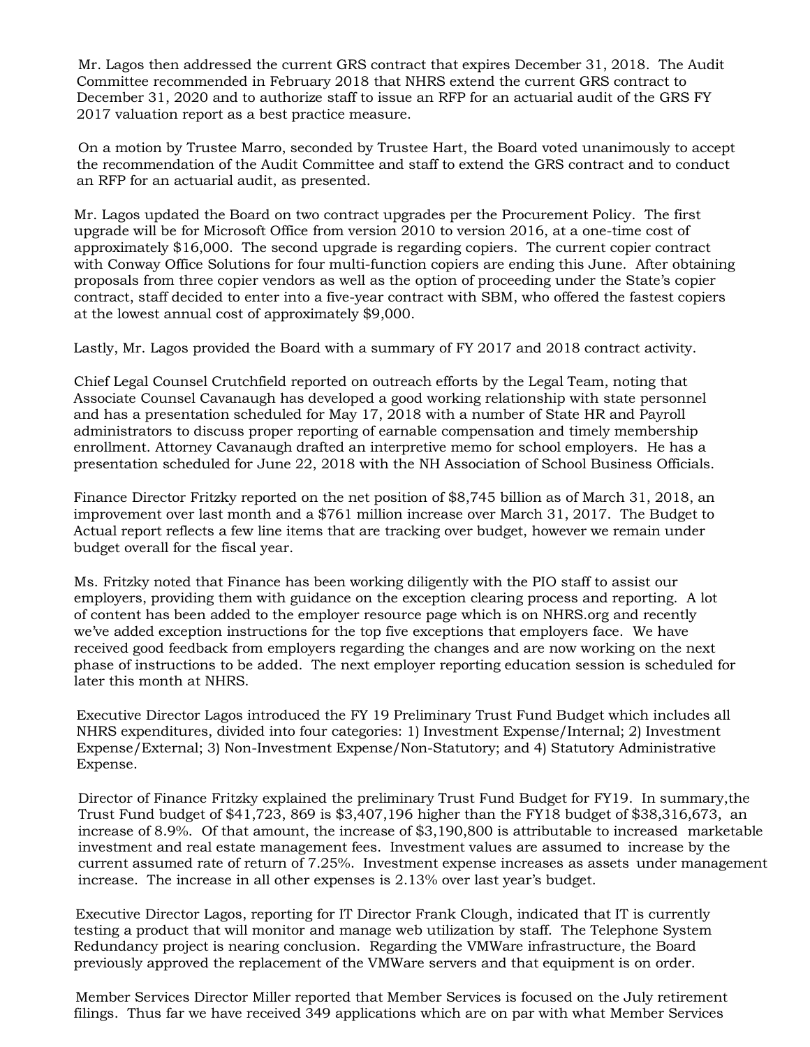Mr. Lagos then addressed the current GRS contract that expires December 31, 2018. The Audit Committee recommended in February 2018 that NHRS extend the current GRS contract to December 31, 2020 and to authorize staff to issue an RFP for an actuarial audit of the GRS FY 2017 valuation report as a best practice measure.

On a motion by Trustee Marro, seconded by Trustee Hart, the Board voted unanimously to accept the recommendation of the Audit Committee and staff to extend the GRS contract and to conduct an RFP for an actuarial audit, as presented.

Mr. Lagos updated the Board on two contract upgrades per the Procurement Policy. The first upgrade will be for Microsoft Office from version 2010 to version 2016, at a one-time cost of approximately $16,000. The second upgrade is regarding copiers. The current copier contract with Conway Office Solutions for four multi-function copiers are ending this June. After obtaining proposals from three copier vendors as well as the option of proceeding under the State's copier contract, staff decided to enter into a five-year contract with SBM, who offered the fastest copiers at the lowest annual cost of approximately $9,000.

Lastly, Mr. Lagos provided the Board with a summary of FY 2017 and 2018 contract activity.

Chief Legal Counsel Crutchfield reported on outreach efforts by the Legal Team, noting that Associate Counsel Cavanaugh has developed a good working relationship with state personnel and has a presentation scheduled for May 17, 2018 with a number of State HR and Payroll administrators to discuss proper reporting of earnable compensation and timely membership enrollment. Attorney Cavanaugh drafted an interpretive memo for school employers. He has a presentation scheduled for June 22, 2018 with the NH Association of School Business Officials.

Finance Director Fritzky reported on the net position of $8,745 billion as of March 31, 2018, an improvement over last month and a $761 million increase over March 31, 2017. The Budget to Actual report reflects a few line items that are tracking over budget, however we remain under budget overall for the fiscal year.

Ms. Fritzky noted that Finance has been working diligently with the PIO staff to assist our employers, providing them with guidance on the exception clearing process and reporting. A lot of content has been added to the employer resource page which is on NHRS.org and recently we've added exception instructions for the top five exceptions that employers face. We have received good feedback from employers regarding the changes and are now working on the next phase of instructions to be added. The next employer reporting education session is scheduled for later this month at NHRS.

Executive Director Lagos introduced the FY 19 Preliminary Trust Fund Budget which includes all NHRS expenditures, divided into four categories: 1) Investment Expense/Internal; 2) Investment Expense/External; 3) Non-Investment Expense/Non-Statutory; and 4) Statutory Administrative Expense.

Director of Finance Fritzky explained the preliminary Trust Fund Budget for FY19. In summary,the Trust Fund budget of $41,723, 869 is $3,407,196 higher than the FY18 budget of $38,316,673, an increase of 8.9%. Of that amount, the increase of $3,190,800 is attributable to increased marketable investment and real estate management fees. Investment values are assumed to increase by the current assumed rate of return of 7.25%. Investment expense increases as assets under management increase. The increase in all other expenses is 2.13% over last year's budget.

Executive Director Lagos, reporting for IT Director Frank Clough, indicated that IT is currently testing a product that will monitor and manage web utilization by staff. The Telephone System Redundancy project is nearing conclusion. Regarding the VMWare infrastructure, the Board previously approved the replacement of the VMWare servers and that equipment is on order.

Member Services Director Miller reported that Member Services is focused on the July retirement filings. Thus far we have received 349 applications which are on par with what Member Services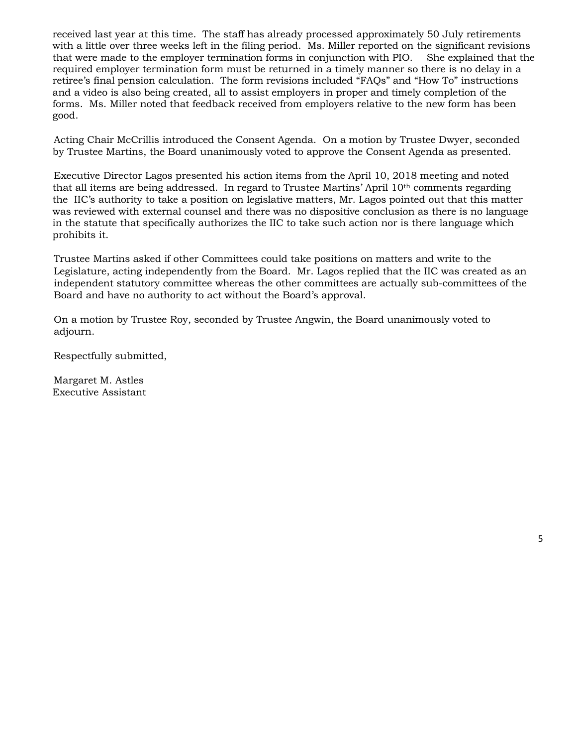received last year at this time. The staff has already processed approximately 50 July retirements with a little over three weeks left in the filing period. Ms. Miller reported on the significant revisions that were made to the employer termination forms in conjunction with PIO. She explained that the required employer termination form must be returned in a timely manner so there is no delay in a retiree's final pension calculation. The form revisions included "FAQs" and "How To" instructions and a video is also being created, all to assist employers in proper and timely completion of the forms. Ms. Miller noted that feedback received from employers relative to the new form has been good.

Acting Chair McCrillis introduced the Consent Agenda. On a motion by Trustee Dwyer, seconded by Trustee Martins, the Board unanimously voted to approve the Consent Agenda as presented.

Executive Director Lagos presented his action items from the April 10, 2018 meeting and noted that all items are being addressed. In regard to Trustee Martins' April 10th comments regarding the IIC's authority to take a position on legislative matters, Mr. Lagos pointed out that this matter was reviewed with external counsel and there was no dispositive conclusion as there is no language in the statute that specifically authorizes the IIC to take such action nor is there language which prohibits it.

Trustee Martins asked if other Committees could take positions on matters and write to the Legislature, acting independently from the Board. Mr. Lagos replied that the IIC was created as an independent statutory committee whereas the other committees are actually sub-committees of the Board and have no authority to act without the Board's approval.

On a motion by Trustee Roy, seconded by Trustee Angwin, the Board unanimously voted to adjourn.

Respectfully submitted,

Margaret M. Astles
Executive Assistant